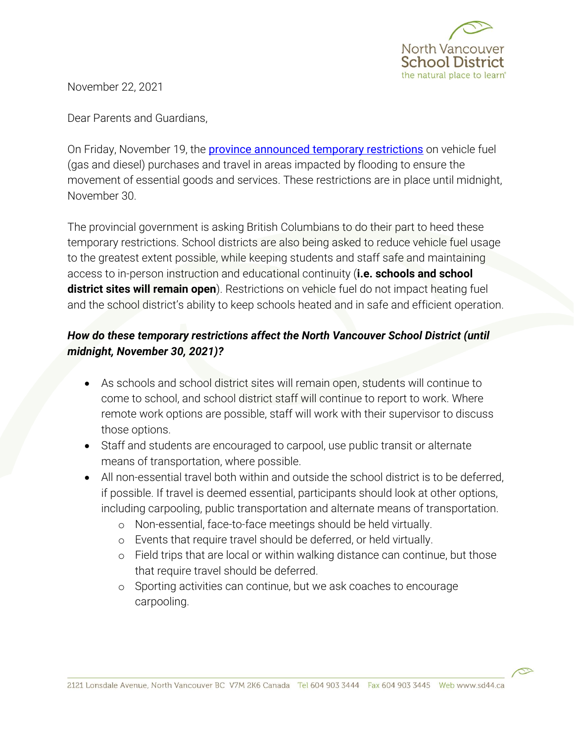North Vancouver School District
the natural place to learn®

November 22, 2021

Dear Parents and Guardians,

On Friday, November 19, the [province announced temporary restrictions](#) on vehicle fuel (gas and diesel) purchases and travel in areas impacted by flooding to ensure the movement of essential goods and services. These restrictions are in place until midnight, November 30.

The provincial government is asking British Columbians to do their part to heed these temporary restrictions. School districts are also being asked to reduce vehicle fuel usage to the greatest extent possible, while keeping students and staff safe and maintaining access to in-person instruction and educational continuity (**i.e. schools and school district sites will remain open**). Restrictions on vehicle fuel do not impact heating fuel and the school district's ability to keep schools heated and in safe and efficient operation.

***How do these temporary restrictions affect the North Vancouver School District (until midnight, November 30, 2021)?***

- As schools and school district sites will remain open, students will continue to come to school, and school district staff will continue to report to work. Where remote work options are possible, staff will work with their supervisor to discuss those options.
- Staff and students are encouraged to carpool, use public transit or alternate means of transportation, where possible.
- All non-essential travel both within and outside the school district is to be deferred, if possible. If travel is deemed essential, participants should look at other options, including carpooling, public transportation and alternate means of transportation.
  - Non-essential, face-to-face meetings should be held virtually.
  - Events that require travel should be deferred, or held virtually.
  - Field trips that are local or within walking distance can continue, but those that require travel should be deferred.
  - Sporting activities can continue, but we ask coaches to encourage carpooling.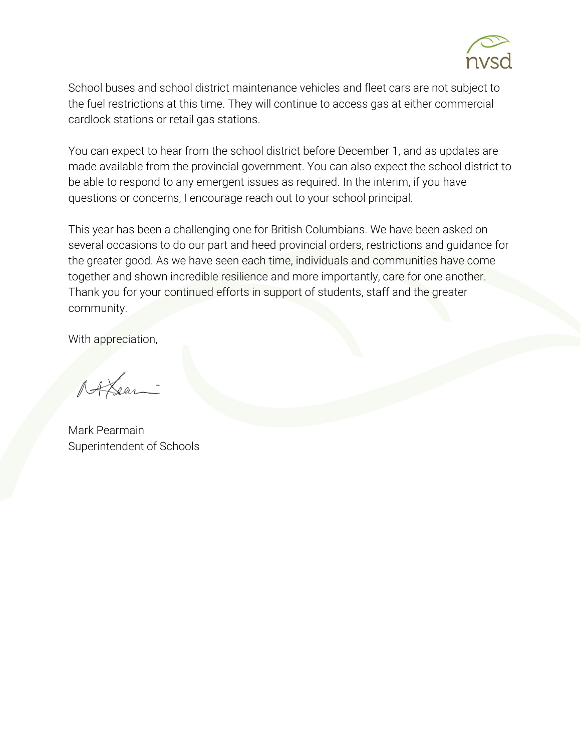School buses and school district maintenance vehicles and fleet cars are not subject to the fuel restrictions at this time. They will continue to access gas at either commercial cardlock stations or retail gas stations.

You can expect to hear from the school district before December 1, and as updates are made available from the provincial government. You can also expect the school district to be able to respond to any emergent issues as required. In the interim, if you have questions or concerns, I encourage reach out to your school principal.

This year has been a challenging one for British Columbians. We have been asked on several occasions to do our part and heed provincial orders, restrictions and guidance for the greater good. As we have seen each time, individuals and communities have come together and shown incredible resilience and more importantly, care for one another. Thank you for your continued efforts in support of students, staff and the greater community.

With appreciation,

Mark Pearmain
Superintendent of Schools